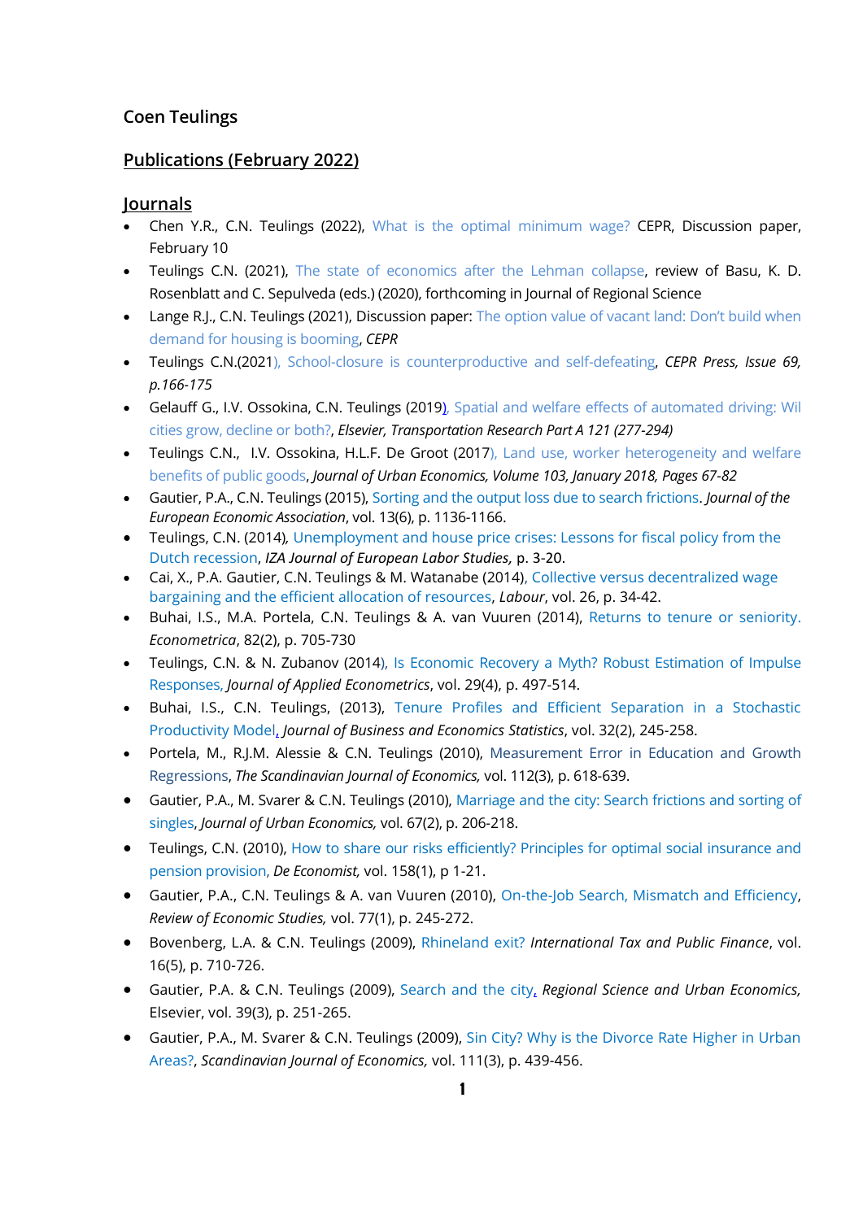**Coen Teulings**

## Publications (February 2022)

### Journals

- Chen Y.R., C.N. Teulings (2022), What is the optimal minimum wage? CEPR, Discussion paper, February 10
- Teulings C.N. (2021), The state of economics after the Lehman collapse, review of Basu, K. D. Rosenblatt and C. Sepulveda (eds.) (2020), forthcoming in Journal of Regional Science
- Lange R.J., C.N. Teulings (2021), Discussion paper: The option value of vacant land: Don't build when demand for housing is booming, *CEPR*
- Teulings C.N.(2021), School-closure is counterproductive and self-defeating, *CEPR Press, Issue 69, p.166-175*
- Gelauff G., I.V. Ossokina, C.N. Teulings (2019), Spatial and welfare effects of automated driving: Wil cities grow, decline or both?, *Elsevier, Transportation Research Part A 121 (277-294)*
- Teulings C.N., I.V. Ossokina, H.L.F. De Groot (2017), Land use, worker heterogeneity and welfare benefits of public goods, *Journal of Urban Economics, Volume 103, January 2018, Pages 67-82*
- Gautier, P.A., C.N. Teulings (2015), Sorting and the output loss due to search frictions. *Journal of the European Economic Association*, vol. 13(6), p. 1136-1166.
- Teulings, C.N. (2014), Unemployment and house price crises: Lessons for fiscal policy from the Dutch recession, *IZA Journal of European Labor Studies,* p. 3-20.
- Cai, X., P.A. Gautier, C.N. Teulings & M. Watanabe (2014), Collective versus decentralized wage bargaining and the efficient allocation of resources, *Labour*, vol. 26, p. 34-42.
- Buhai, I.S., M.A. Portela, C.N. Teulings & A. van Vuuren (2014), Returns to tenure or seniority. *Econometrica*, 82(2), p. 705-730
- Teulings, C.N. & N. Zubanov (2014), Is Economic Recovery a Myth? Robust Estimation of Impulse Responses, *Journal of Applied Econometrics*, vol. 29(4), p. 497-514.
- Buhai, I.S., C.N. Teulings, (2013), Tenure Profiles and Efficient Separation in a Stochastic Productivity Model, *Journal of Business and Economics Statistics*, vol. 32(2), 245-258.
- Portela, M., R.J.M. Alessie & C.N. Teulings (2010), Measurement Error in Education and Growth Regressions, *The Scandinavian Journal of Economics,* vol. 112(3), p. 618-639.
- Gautier, P.A., M. Svarer & C.N. Teulings (2010), Marriage and the city: Search frictions and sorting of singles, *Journal of Urban Economics,* vol. 67(2), p. 206-218.
- Teulings, C.N. (2010), How to share our risks efficiently? Principles for optimal social insurance and pension provision, *De Economist,* vol. 158(1), p 1-21.
- Gautier, P.A., C.N. Teulings & A. van Vuuren (2010), On-the-Job Search, Mismatch and Efficiency, *Review of Economic Studies,* vol. 77(1), p. 245-272.
- Bovenberg, L.A. & C.N. Teulings (2009), Rhineland exit? *International Tax and Public Finance*, vol. 16(5), p. 710-726.
- Gautier, P.A. & C.N. Teulings (2009), Search and the city, *Regional Science and Urban Economics,* Elsevier, vol. 39(3), p. 251-265.
- Gautier, P.A., M. Svarer & C.N. Teulings (2009), Sin City? Why is the Divorce Rate Higher in Urban Areas?, *Scandinavian Journal of Economics,* vol. 111(3), p. 439-456.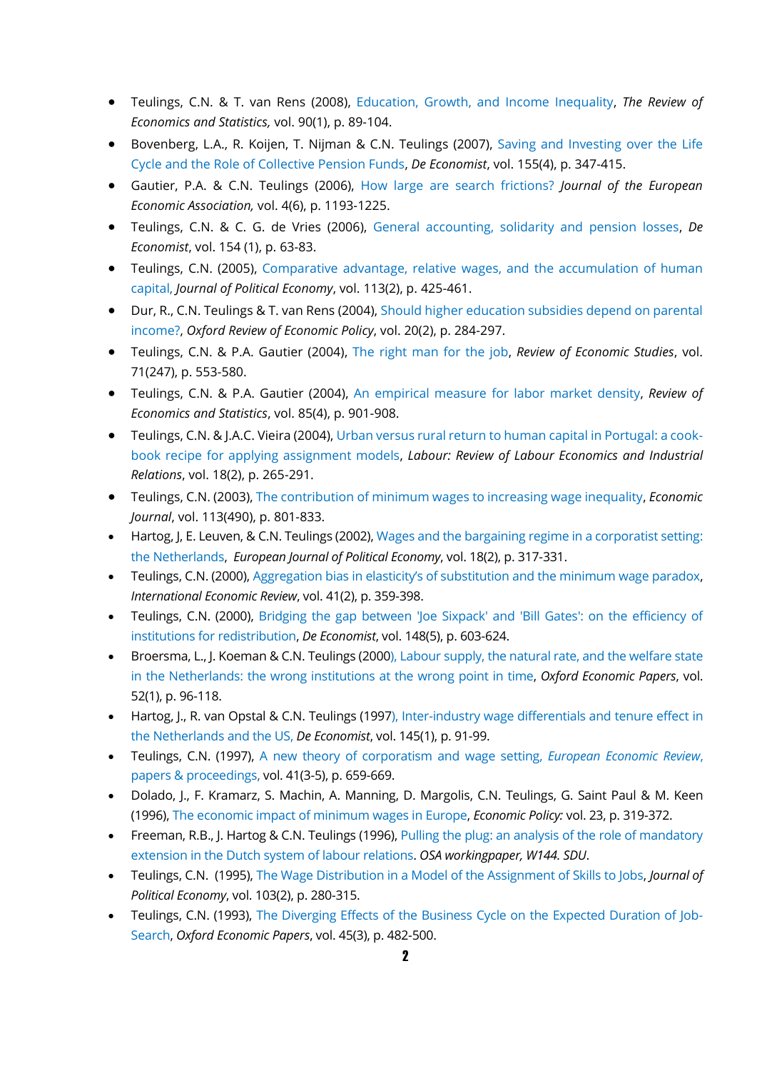- Teulings, C.N. & T. van Rens (2008), Education, Growth, and Income Inequality, *The Review of Economics and Statistics,* vol. 90(1), p. 89-104.
- Bovenberg, L.A., R. Koijen, T. Nijman & C.N. Teulings (2007), Saving and Investing over the Life Cycle and the Role of Collective Pension Funds, *De Economist*, vol. 155(4), p. 347-415.
- Gautier, P.A. & C.N. Teulings (2006), How large are search frictions? *Journal of the European Economic Association,* vol. 4(6), p. 1193-1225.
- Teulings, C.N. & C. G. de Vries (2006), General accounting, solidarity and pension losses, *De Economist*, vol. 154 (1), p. 63-83.
- Teulings, C.N. (2005), Comparative advantage, relative wages, and the accumulation of human capital, *Journal of Political Economy*, vol. 113(2), p. 425-461.
- Dur, R., C.N. Teulings & T. van Rens (2004), Should higher education subsidies depend on parental income?, *Oxford Review of Economic Policy*, vol. 20(2), p. 284-297.
- Teulings, C.N. & P.A. Gautier (2004), The right man for the job, *Review of Economic Studies*, vol. 71(247), p. 553-580.
- Teulings, C.N. & P.A. Gautier (2004), An empirical measure for labor market density, *Review of Economics and Statistics*, vol. 85(4), p. 901-908.
- Teulings, C.N. & J.A.C. Vieira (2004), Urban versus rural return to human capital in Portugal: a cook-book recipe for applying assignment models, *Labour: Review of Labour Economics and Industrial Relations*, vol. 18(2), p. 265-291.
- Teulings, C.N. (2003), The contribution of minimum wages to increasing wage inequality, *Economic Journal*, vol. 113(490), p. 801-833.
- Hartog, J, E. Leuven, & C.N. Teulings (2002), Wages and the bargaining regime in a corporatist setting: the Netherlands, *European Journal of Political Economy*, vol. 18(2), p. 317-331.
- Teulings, C.N. (2000), Aggregation bias in elasticity's of substitution and the minimum wage paradox, *International Economic Review*, vol. 41(2), p. 359-398.
- Teulings, C.N. (2000), Bridging the gap between 'Joe Sixpack' and 'Bill Gates': on the efficiency of institutions for redistribution, *De Economist*, vol. 148(5), p. 603-624.
- Broersma, L., J. Koeman & C.N. Teulings (2000), Labour supply, the natural rate, and the welfare state in the Netherlands: the wrong institutions at the wrong point in time, *Oxford Economic Papers*, vol. 52(1), p. 96-118.
- Hartog, J., R. van Opstal & C.N. Teulings (1997), Inter-industry wage differentials and tenure effect in the Netherlands and the US, *De Economist*, vol. 145(1), p. 91-99.
- Teulings, C.N. (1997), A new theory of corporatism and wage setting, *European Economic Review, papers & proceedings,* vol. 41(3-5), p. 659-669.
- Dolado, J., F. Kramarz, S. Machin, A. Manning, D. Margolis, C.N. Teulings, G. Saint Paul & M. Keen (1996), The economic impact of minimum wages in Europe, *Economic Policy:* vol. 23, p. 319-372.
- Freeman, R.B., J. Hartog & C.N. Teulings (1996), Pulling the plug: an analysis of the role of mandatory extension in the Dutch system of labour relations. *OSA workingpaper, W144. SDU*.
- Teulings, C.N. (1995), The Wage Distribution in a Model of the Assignment of Skills to Jobs, *Journal of Political Economy*, vol. 103(2), p. 280-315.
- Teulings, C.N. (1993), The Diverging Effects of the Business Cycle on the Expected Duration of Job-Search, *Oxford Economic Papers*, vol. 45(3), p. 482-500.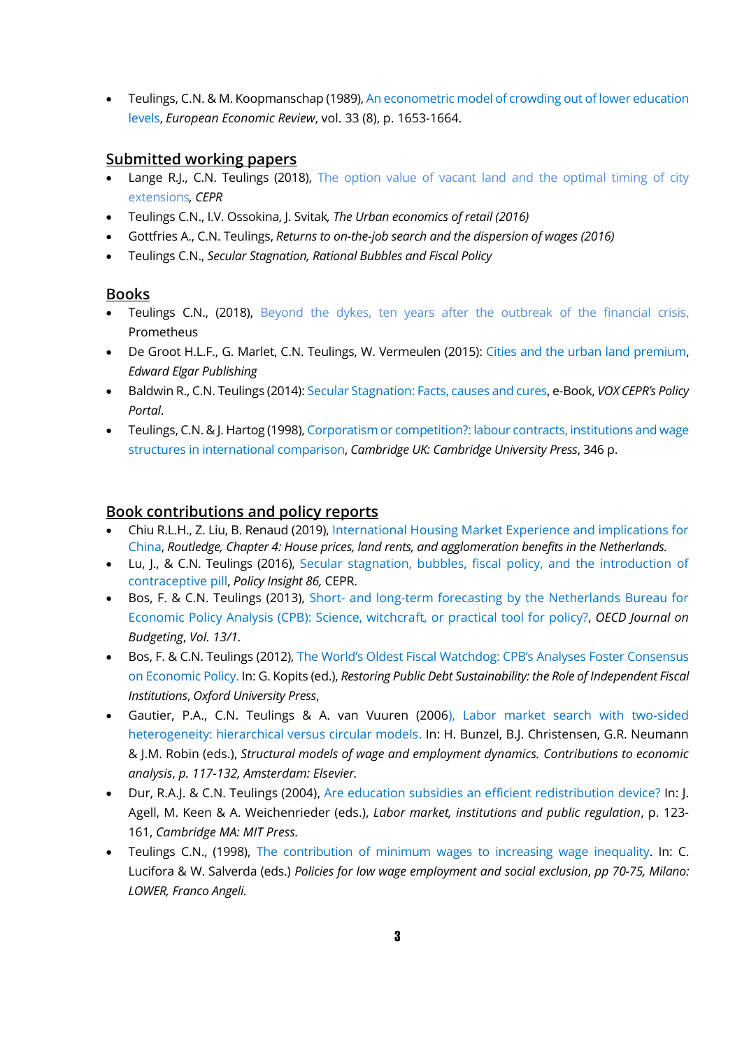- Teulings, C.N. & M. Koopmanschap (1989), An econometric model of crowding out of lower education levels, *European Economic Review*, vol. 33 (8), p. 1653-1664.

## Submitted working papers

- Lange R.J., C.N. Teulings (2018), The option value of vacant land and the optimal timing of city extensions*, CEPR*
- Teulings C.N., I.V. Ossokina, J. Svitak*, The Urban economics of retail (2016)*
- Gottfries A., C.N. Teulings, *Returns to on-the-job search and the dispersion of wages (2016)*
- Teulings C.N., *Secular Stagnation, Rational Bubbles and Fiscal Policy*

## Books

- Teulings C.N., (2018), Beyond the dykes, ten years after the outbreak of the financial crisis, Prometheus
- De Groot H.L.F., G. Marlet, C.N. Teulings, W. Vermeulen (2015): Cities and the urban land premium, *Edward Elgar Publishing*
- Baldwin R., C.N. Teulings (2014): Secular Stagnation: Facts, causes and cures, e-Book, *VOX CEPR's Policy Portal*.
- Teulings, C.N. & J. Hartog (1998), Corporatism or competition?: labour contracts, institutions and wage structures in international comparison, *Cambridge UK: Cambridge University Press*, 346 p.

## Book contributions and policy reports

- Chiu R.L.H., Z. Liu, B. Renaud (2019), International Housing Market Experience and implications for China, *Routledge, Chapter 4: House prices, land rents, and agglomeration benefits in the Netherlands.*
- Lu, J., & C.N. Teulings (2016), Secular stagnation, bubbles, fiscal policy, and the introduction of contraceptive pill, *Policy Insight 86,* CEPR.
- Bos, F. & C.N. Teulings (2013), Short- and long-term forecasting by the Netherlands Bureau for Economic Policy Analysis (CPB): Science, witchcraft, or practical tool for policy?, *OECD Journal on Budgeting*, *Vol. 13/1.*
- Bos, F. & C.N. Teulings (2012), The World's Oldest Fiscal Watchdog: CPB's Analyses Foster Consensus on Economic Policy. In: G. Kopits (ed.), *Restoring Public Debt Sustainability: the Role of Independent Fiscal Institutions*, *Oxford University Press*,
- Gautier, P.A., C.N. Teulings & A. van Vuuren (2006), Labor market search with two-sided heterogeneity: hierarchical versus circular models. In: H. Bunzel, B.J. Christensen, G.R. Neumann & J.M. Robin (eds.), *Structural models of wage and employment dynamics. Contributions to economic analysis*, *p. 117-132, Amsterdam: Elsevier.*
- Dur, R.A.J. & C.N. Teulings (2004), Are education subsidies an efficient redistribution device? In: J. Agell, M. Keen & A. Weichenrieder (eds.), *Labor market, institutions and public regulation*, p. 123-161, *Cambridge MA: MIT Press.*
- Teulings C.N., (1998), The contribution of minimum wages to increasing wage inequality. In: C. Lucifora & W. Salverda (eds.) *Policies for low wage employment and social exclusion*, *pp 70-75, Milano: LOWER, Franco Angeli.*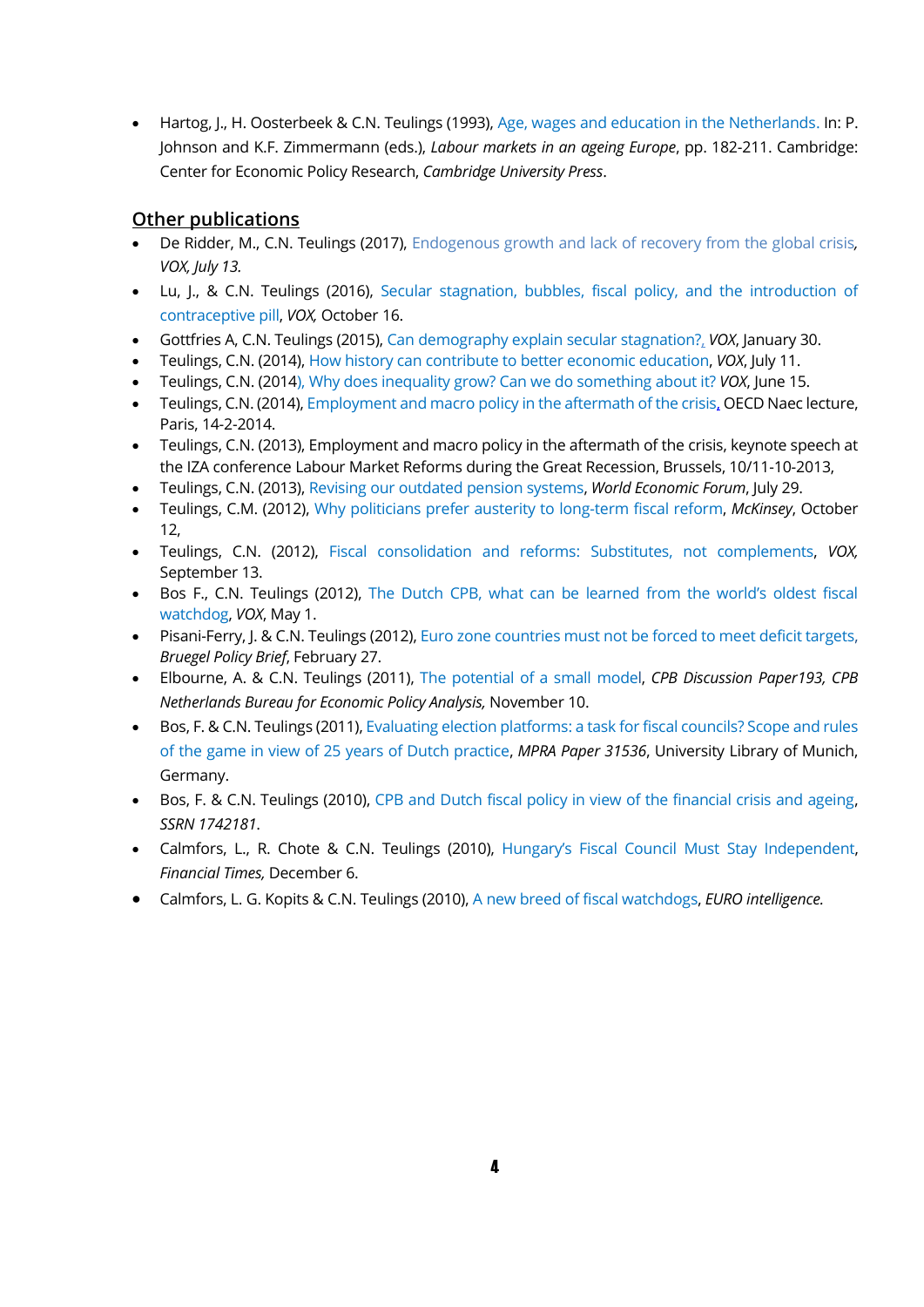- Hartog, J., H. Oosterbeek & C.N. Teulings (1993), Age, wages and education in the Netherlands. In: P. Johnson and K.F. Zimmermann (eds.), *Labour markets in an ageing Europe*, pp. 182-211. Cambridge: Center for Economic Policy Research, *Cambridge University Press*.

## Other publications

- De Ridder, M., C.N. Teulings (2017), Endogenous growth and lack of recovery from the global crisis*, VOX, July 13.*
- Lu, J., & C.N. Teulings (2016), Secular stagnation, bubbles, fiscal policy, and the introduction of contraceptive pill, *VOX,* October 16.
- Gottfries A, C.N. Teulings (2015), Can demography explain secular stagnation?, *VOX*, January 30.
- Teulings, C.N. (2014), How history can contribute to better economic education, *VOX*, July 11.
- Teulings, C.N. (2014), Why does inequality grow? Can we do something about it? *VOX*, June 15.
- Teulings, C.N. (2014), Employment and macro policy in the aftermath of the crisis, OECD Naec lecture, Paris, 14-2-2014.
- Teulings, C.N. (2013), Employment and macro policy in the aftermath of the crisis, keynote speech at the IZA conference Labour Market Reforms during the Great Recession, Brussels, 10/11-10-2013,
- Teulings, C.N. (2013), Revising our outdated pension systems, *World Economic Forum*, July 29.
- Teulings, C.M. (2012), Why politicians prefer austerity to long-term fiscal reform, *McKinsey*, October 12,
- Teulings, C.N. (2012), Fiscal consolidation and reforms: Substitutes, not complements, *VOX,* September 13.
- Bos F., C.N. Teulings (2012), The Dutch CPB, what can be learned from the world's oldest fiscal watchdog, *VOX*, May 1.
- Pisani-Ferry, J. & C.N. Teulings (2012), Euro zone countries must not be forced to meet deficit targets, *Bruegel Policy Brief*, February 27.
- Elbourne, A. & C.N. Teulings (2011), The potential of a small model, *CPB Discussion Paper193, CPB Netherlands Bureau for Economic Policy Analysis,* November 10.
- Bos, F. & C.N. Teulings (2011), Evaluating election platforms: a task for fiscal councils? Scope and rules of the game in view of 25 years of Dutch practice, *MPRA Paper 31536*, University Library of Munich, Germany.
- Bos, F. & C.N. Teulings (2010), CPB and Dutch fiscal policy in view of the financial crisis and ageing, *SSRN 1742181*.
- Calmfors, L., R. Chote & C.N. Teulings (2010), Hungary's Fiscal Council Must Stay Independent, *Financial Times,* December 6.
- Calmfors, L. G. Kopits & C.N. Teulings (2010), A new breed of fiscal watchdogs, *EURO intelligence.*